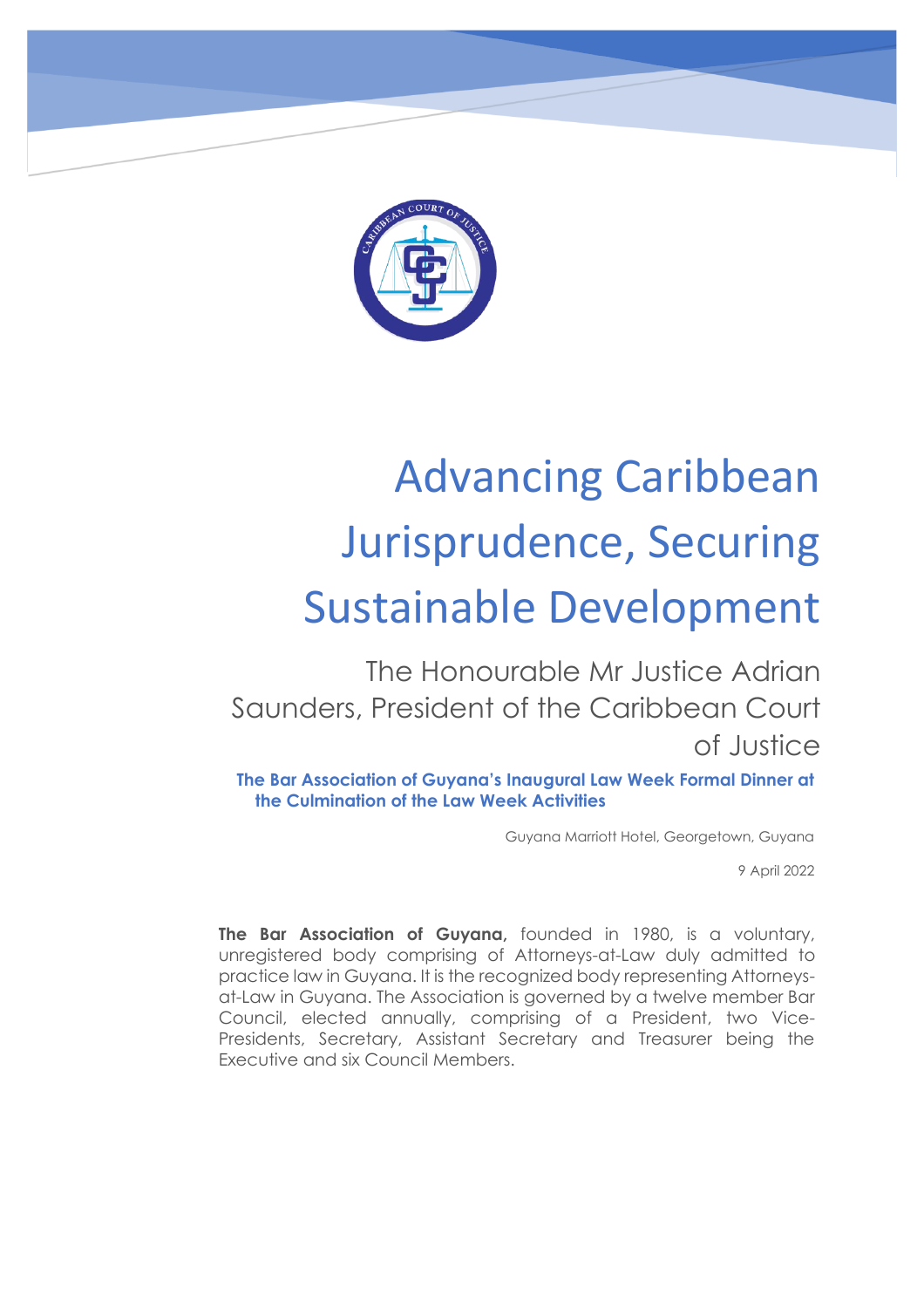# Advancing Caribbean Jurisprudence, Securing Sustainable Development

The Honourable Mr Justice Adrian Saunders, President of the Caribbean Court of Justice

**The Bar Association of Guyana's Inaugural Law Week Formal Dinner at the Culmination of the Law Week Activities**

Guyana Marriott Hotel, Georgetown, Guyana

9 April 2022

**The Bar Association of Guyana,** founded in 1980, is a voluntary, unregistered body comprising of Attorneys-at-Law duly admitted to practice law in Guyana. It is the recognized body representing Attorneys-at-Law in Guyana. The Association is governed by a twelve member Bar Council, elected annually, comprising of a President, two Vice-Presidents, Secretary, Assistant Secretary and Treasurer being the Executive and six Council Members.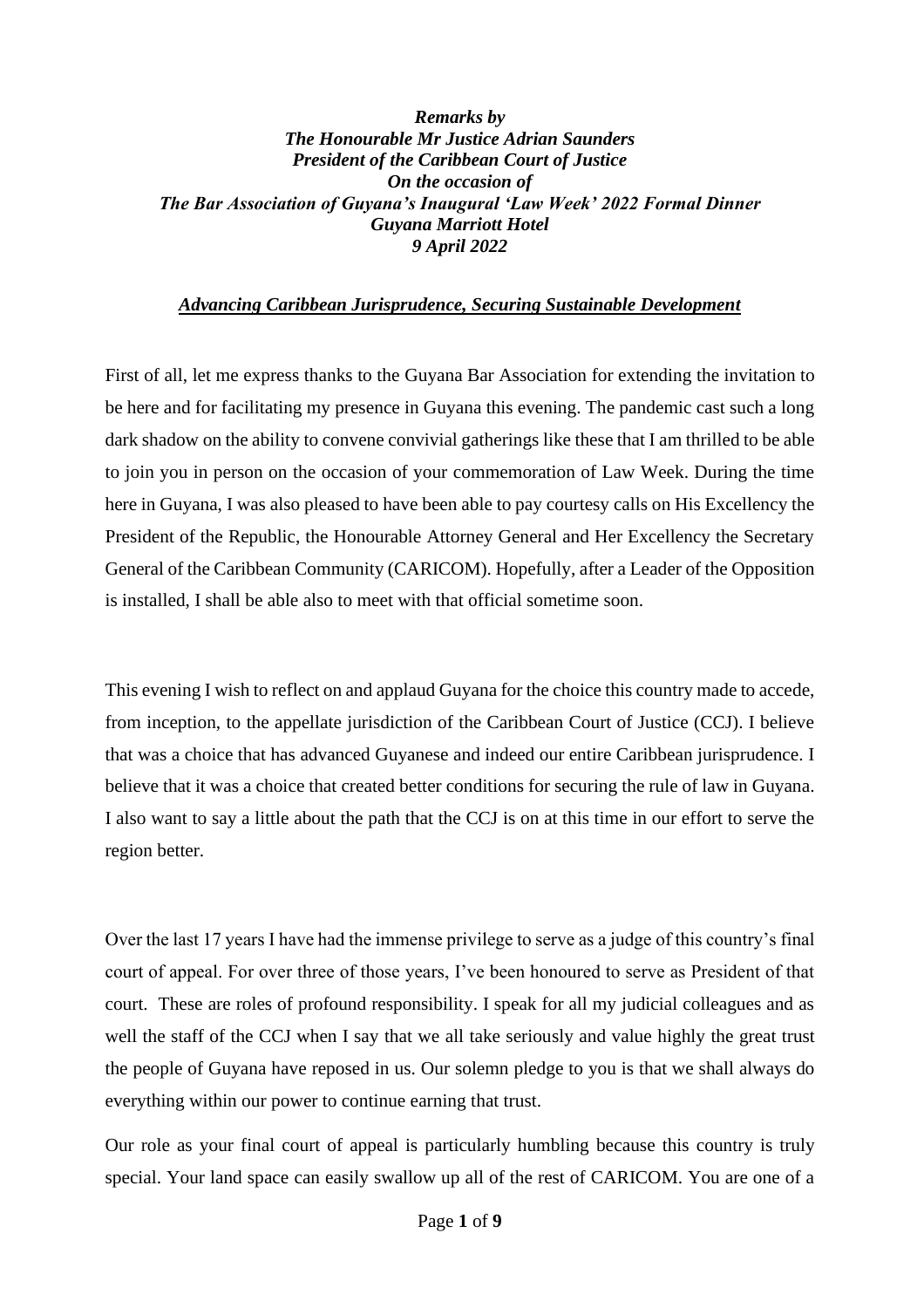***Remarks by***
***The Honourable Mr Justice Adrian Saunders***
***President of the Caribbean Court of Justice***
***On the occasion of***
***The Bar Association of Guyana's Inaugural 'Law Week' 2022 Formal Dinner***
***Guyana Marriott Hotel***
***9 April 2022***

***<u>Advancing Caribbean Jurisprudence, Securing Sustainable Development</u>***

First of all, let me express thanks to the Guyana Bar Association for extending the invitation to be here and for facilitating my presence in Guyana this evening. The pandemic cast such a long dark shadow on the ability to convene convivial gatherings like these that I am thrilled to be able to join you in person on the occasion of your commemoration of Law Week. During the time here in Guyana, I was also pleased to have been able to pay courtesy calls on His Excellency the President of the Republic, the Honourable Attorney General and Her Excellency the Secretary General of the Caribbean Community (CARICOM). Hopefully, after a Leader of the Opposition is installed, I shall be able also to meet with that official sometime soon.

This evening I wish to reflect on and applaud Guyana for the choice this country made to accede, from inception, to the appellate jurisdiction of the Caribbean Court of Justice (CCJ). I believe that was a choice that has advanced Guyanese and indeed our entire Caribbean jurisprudence. I believe that it was a choice that created better conditions for securing the rule of law in Guyana. I also want to say a little about the path that the CCJ is on at this time in our effort to serve the region better.

Over the last 17 years I have had the immense privilege to serve as a judge of this country's final court of appeal. For over three of those years, I've been honoured to serve as President of that court. These are roles of profound responsibility. I speak for all my judicial colleagues and as well the staff of the CCJ when I say that we all take seriously and value highly the great trust the people of Guyana have reposed in us. Our solemn pledge to you is that we shall always do everything within our power to continue earning that trust.

Our role as your final court of appeal is particularly humbling because this country is truly special. Your land space can easily swallow up all of the rest of CARICOM. You are one of a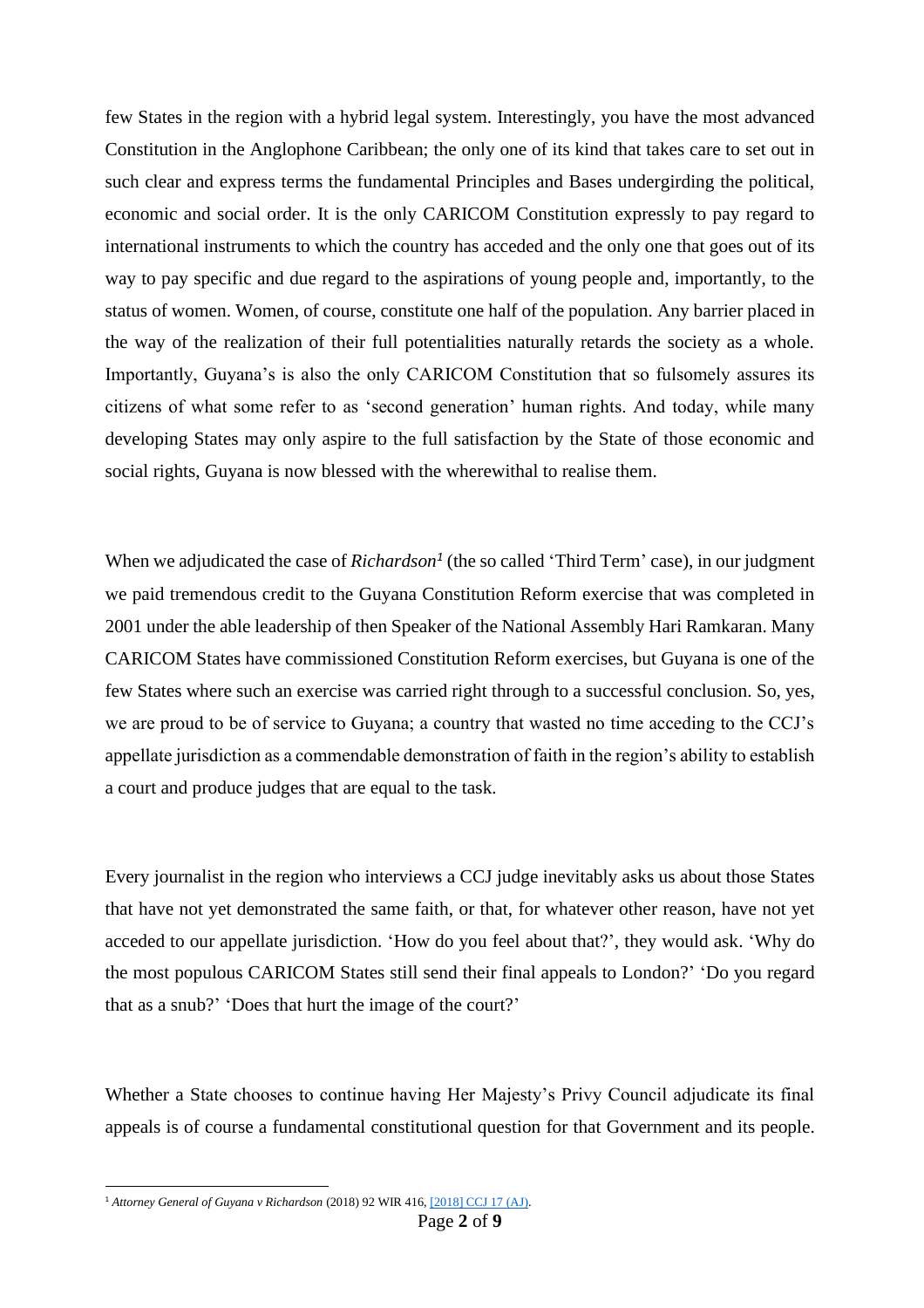few States in the region with a hybrid legal system. Interestingly, you have the most advanced Constitution in the Anglophone Caribbean; the only one of its kind that takes care to set out in such clear and express terms the fundamental Principles and Bases undergirding the political, economic and social order. It is the only CARICOM Constitution expressly to pay regard to international instruments to which the country has acceded and the only one that goes out of its way to pay specific and due regard to the aspirations of young people and, importantly, to the status of women. Women, of course, constitute one half of the population. Any barrier placed in the way of the realization of their full potentialities naturally retards the society as a whole. Importantly, Guyana's is also the only CARICOM Constitution that so fulsomely assures its citizens of what some refer to as 'second generation' human rights. And today, while many developing States may only aspire to the full satisfaction by the State of those economic and social rights, Guyana is now blessed with the wherewithal to realise them.

When we adjudicated the case of *Richardson*[1] (the so called 'Third Term' case), in our judgment we paid tremendous credit to the Guyana Constitution Reform exercise that was completed in 2001 under the able leadership of then Speaker of the National Assembly Hari Ramkaran. Many CARICOM States have commissioned Constitution Reform exercises, but Guyana is one of the few States where such an exercise was carried right through to a successful conclusion. So, yes, we are proud to be of service to Guyana; a country that wasted no time acceding to the CCJ's appellate jurisdiction as a commendable demonstration of faith in the region's ability to establish a court and produce judges that are equal to the task.

Every journalist in the region who interviews a CCJ judge inevitably asks us about those States that have not yet demonstrated the same faith, or that, for whatever other reason, have not yet acceded to our appellate jurisdiction. 'How do you feel about that?', they would ask. 'Why do the most populous CARICOM States still send their final appeals to London?' 'Do you regard that as a snub?' 'Does that hurt the image of the court?'

Whether a State chooses to continue having Her Majesty's Privy Council adjudicate its final appeals is of course a fundamental constitutional question for that Government and its people.

---

[1] *Attorney General of Guyana v Richardson* (2018) 92 WIR 416, [2018] CCJ 17 (AJ).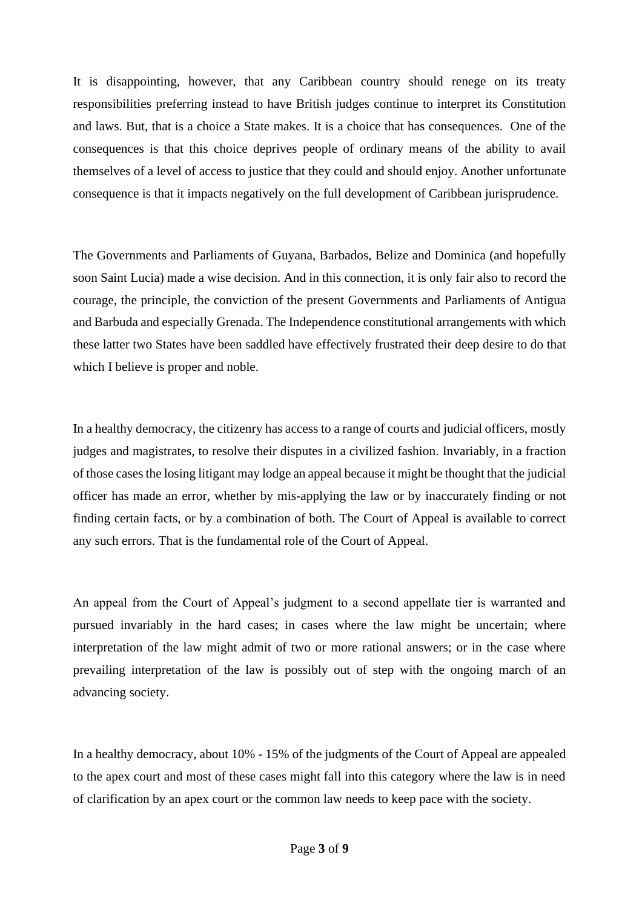It is disappointing, however, that any Caribbean country should renege on its treaty responsibilities preferring instead to have British judges continue to interpret its Constitution and laws. But, that is a choice a State makes. It is a choice that has consequences. One of the consequences is that this choice deprives people of ordinary means of the ability to avail themselves of a level of access to justice that they could and should enjoy. Another unfortunate consequence is that it impacts negatively on the full development of Caribbean jurisprudence.

The Governments and Parliaments of Guyana, Barbados, Belize and Dominica (and hopefully soon Saint Lucia) made a wise decision. And in this connection, it is only fair also to record the courage, the principle, the conviction of the present Governments and Parliaments of Antigua and Barbuda and especially Grenada. The Independence constitutional arrangements with which these latter two States have been saddled have effectively frustrated their deep desire to do that which I believe is proper and noble.

In a healthy democracy, the citizenry has access to a range of courts and judicial officers, mostly judges and magistrates, to resolve their disputes in a civilized fashion. Invariably, in a fraction of those cases the losing litigant may lodge an appeal because it might be thought that the judicial officer has made an error, whether by mis-applying the law or by inaccurately finding or not finding certain facts, or by a combination of both. The Court of Appeal is available to correct any such errors. That is the fundamental role of the Court of Appeal.

An appeal from the Court of Appeal's judgment to a second appellate tier is warranted and pursued invariably in the hard cases; in cases where the law might be uncertain; where interpretation of the law might admit of two or more rational answers; or in the case where prevailing interpretation of the law is possibly out of step with the ongoing march of an advancing society.

In a healthy democracy, about 10% - 15% of the judgments of the Court of Appeal are appealed to the apex court and most of these cases might fall into this category where the law is in need of clarification by an apex court or the common law needs to keep pace with the society.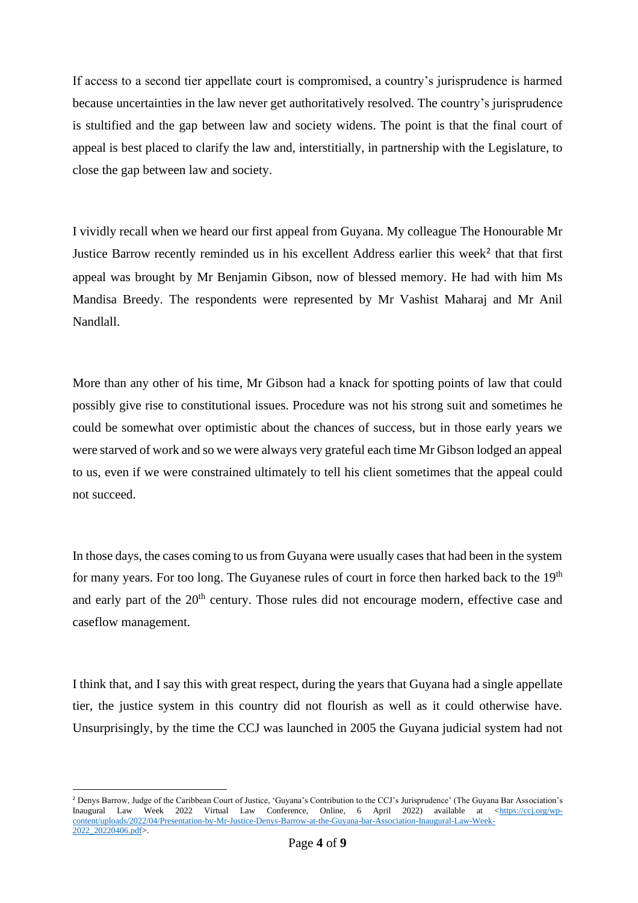If access to a second tier appellate court is compromised, a country's jurisprudence is harmed because uncertainties in the law never get authoritatively resolved. The country's jurisprudence is stultified and the gap between law and society widens. The point is that the final court of appeal is best placed to clarify the law and, interstitially, in partnership with the Legislature, to close the gap between law and society.

I vividly recall when we heard our first appeal from Guyana. My colleague The Honourable Mr Justice Barrow recently reminded us in his excellent Address earlier this week[2] that that first appeal was brought by Mr Benjamin Gibson, now of blessed memory. He had with him Ms Mandisa Breedy. The respondents were represented by Mr Vashist Maharaj and Mr Anil Nandlall.

More than any other of his time, Mr Gibson had a knack for spotting points of law that could possibly give rise to constitutional issues. Procedure was not his strong suit and sometimes he could be somewhat over optimistic about the chances of success, but in those early years we were starved of work and so we were always very grateful each time Mr Gibson lodged an appeal to us, even if we were constrained ultimately to tell his client sometimes that the appeal could not succeed.

In those days, the cases coming to us from Guyana were usually cases that had been in the system for many years. For too long. The Guyanese rules of court in force then harked back to the 19th and early part of the 20th century. Those rules did not encourage modern, effective case and caseflow management.

I think that, and I say this with great respect, during the years that Guyana had a single appellate tier, the justice system in this country did not flourish as well as it could otherwise have. Unsurprisingly, by the time the CCJ was launched in 2005 the Guyana judicial system had not

---

[2] Denys Barrow, Judge of the Caribbean Court of Justice, 'Guyana's Contribution to the CCJ's Jurisprudence' (The Guyana Bar Association's Inaugural Law Week 2022 Virtual Law Conference, Online, 6 April 2022) available at <https://ccj.org/wp-content/uploads/2022/04/Presentation-by-Mr-Justice-Denys-Barrow-at-the-Guyana-bar-Association-Inaugural-Law-Week-2022_20220406.pdf>.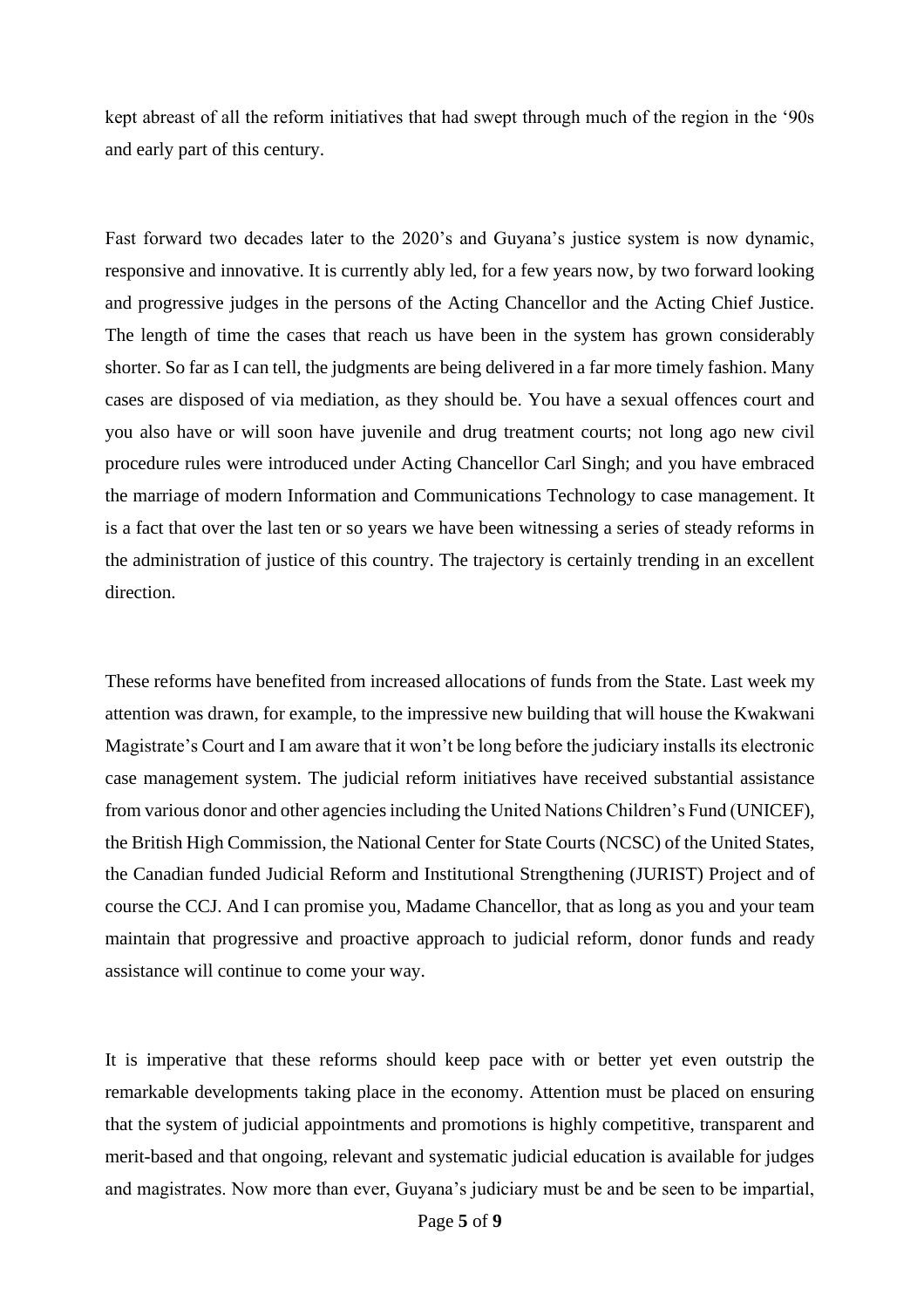kept abreast of all the reform initiatives that had swept through much of the region in the '90s and early part of this century.

Fast forward two decades later to the 2020's and Guyana's justice system is now dynamic, responsive and innovative. It is currently ably led, for a few years now, by two forward looking and progressive judges in the persons of the Acting Chancellor and the Acting Chief Justice. The length of time the cases that reach us have been in the system has grown considerably shorter. So far as I can tell, the judgments are being delivered in a far more timely fashion. Many cases are disposed of via mediation, as they should be. You have a sexual offences court and you also have or will soon have juvenile and drug treatment courts; not long ago new civil procedure rules were introduced under Acting Chancellor Carl Singh; and you have embraced the marriage of modern Information and Communications Technology to case management. It is a fact that over the last ten or so years we have been witnessing a series of steady reforms in the administration of justice of this country. The trajectory is certainly trending in an excellent direction.

These reforms have benefited from increased allocations of funds from the State. Last week my attention was drawn, for example, to the impressive new building that will house the Kwakwani Magistrate's Court and I am aware that it won't be long before the judiciary installs its electronic case management system. The judicial reform initiatives have received substantial assistance from various donor and other agencies including the United Nations Children's Fund (UNICEF), the British High Commission, the National Center for State Courts (NCSC) of the United States, the Canadian funded Judicial Reform and Institutional Strengthening (JURIST) Project and of course the CCJ. And I can promise you, Madame Chancellor, that as long as you and your team maintain that progressive and proactive approach to judicial reform, donor funds and ready assistance will continue to come your way.

It is imperative that these reforms should keep pace with or better yet even outstrip the remarkable developments taking place in the economy. Attention must be placed on ensuring that the system of judicial appointments and promotions is highly competitive, transparent and merit-based and that ongoing, relevant and systematic judicial education is available for judges and magistrates. Now more than ever, Guyana's judiciary must be and be seen to be impartial,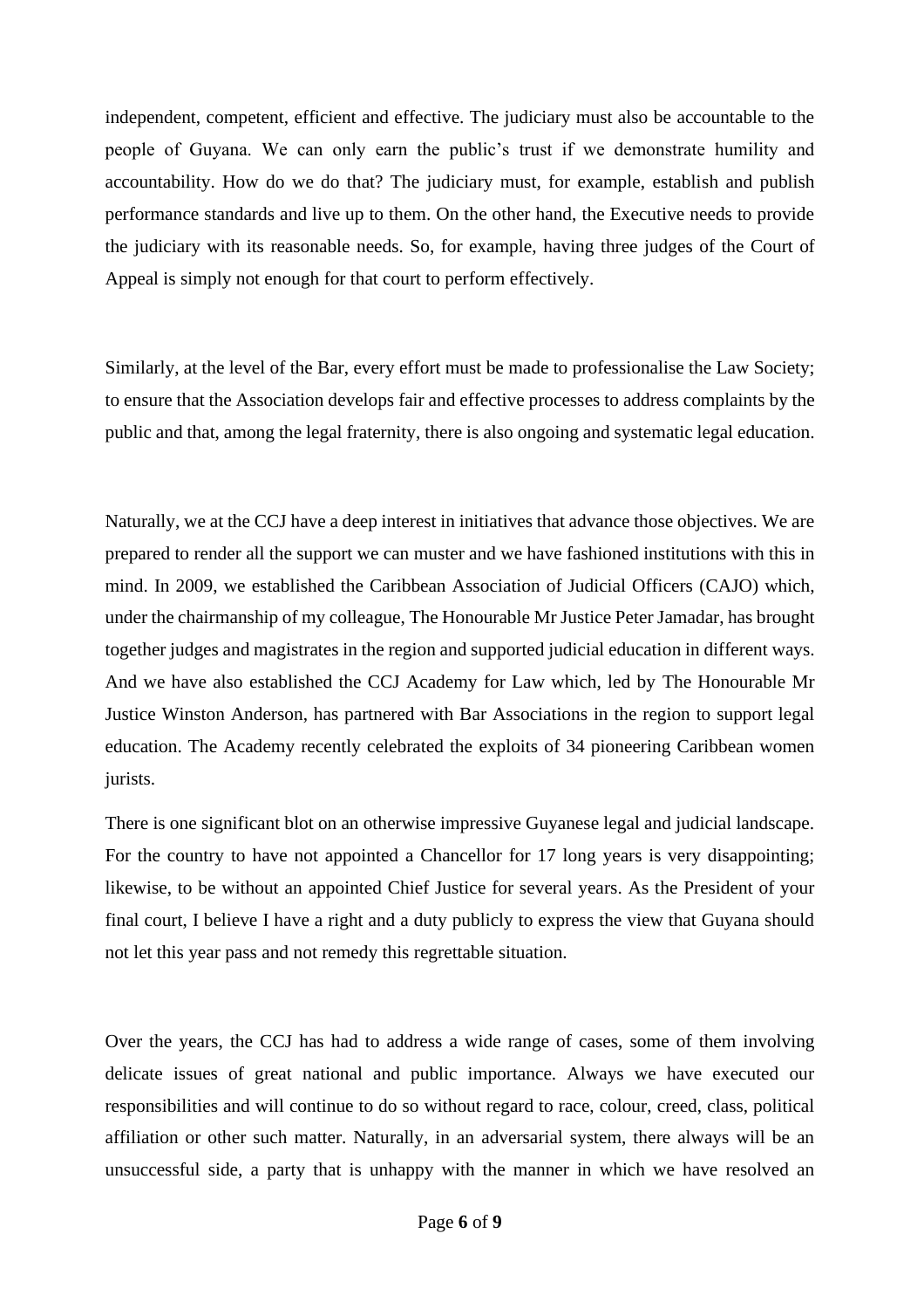independent, competent, efficient and effective. The judiciary must also be accountable to the people of Guyana. We can only earn the public's trust if we demonstrate humility and accountability. How do we do that? The judiciary must, for example, establish and publish performance standards and live up to them. On the other hand, the Executive needs to provide the judiciary with its reasonable needs. So, for example, having three judges of the Court of Appeal is simply not enough for that court to perform effectively.

Similarly, at the level of the Bar, every effort must be made to professionalise the Law Society; to ensure that the Association develops fair and effective processes to address complaints by the public and that, among the legal fraternity, there is also ongoing and systematic legal education.

Naturally, we at the CCJ have a deep interest in initiatives that advance those objectives. We are prepared to render all the support we can muster and we have fashioned institutions with this in mind. In 2009, we established the Caribbean Association of Judicial Officers (CAJO) which, under the chairmanship of my colleague, The Honourable Mr Justice Peter Jamadar, has brought together judges and magistrates in the region and supported judicial education in different ways. And we have also established the CCJ Academy for Law which, led by The Honourable Mr Justice Winston Anderson, has partnered with Bar Associations in the region to support legal education. The Academy recently celebrated the exploits of 34 pioneering Caribbean women jurists.

There is one significant blot on an otherwise impressive Guyanese legal and judicial landscape. For the country to have not appointed a Chancellor for 17 long years is very disappointing; likewise, to be without an appointed Chief Justice for several years. As the President of your final court, I believe I have a right and a duty publicly to express the view that Guyana should not let this year pass and not remedy this regrettable situation.

Over the years, the CCJ has had to address a wide range of cases, some of them involving delicate issues of great national and public importance. Always we have executed our responsibilities and will continue to do so without regard to race, colour, creed, class, political affiliation or other such matter. Naturally, in an adversarial system, there always will be an unsuccessful side, a party that is unhappy with the manner in which we have resolved an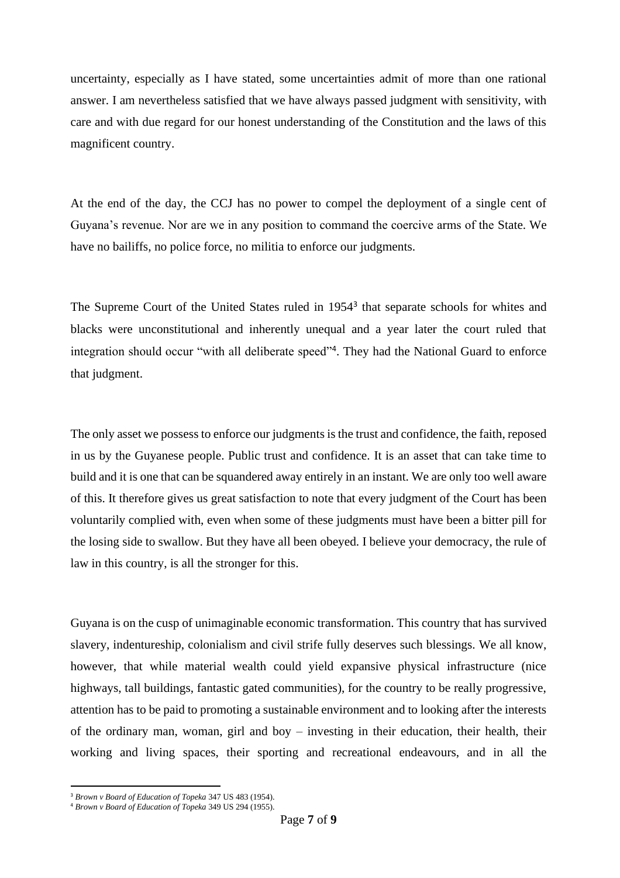uncertainty, especially as I have stated, some uncertainties admit of more than one rational answer. I am nevertheless satisfied that we have always passed judgment with sensitivity, with care and with due regard for our honest understanding of the Constitution and the laws of this magnificent country.

At the end of the day, the CCJ has no power to compel the deployment of a single cent of Guyana's revenue. Nor are we in any position to command the coercive arms of the State. We have no bailiffs, no police force, no militia to enforce our judgments.

The Supreme Court of the United States ruled in 1954[3] that separate schools for whites and blacks were unconstitutional and inherently unequal and a year later the court ruled that integration should occur "with all deliberate speed"[4]. They had the National Guard to enforce that judgment.

The only asset we possess to enforce our judgments is the trust and confidence, the faith, reposed in us by the Guyanese people. Public trust and confidence. It is an asset that can take time to build and it is one that can be squandered away entirely in an instant. We are only too well aware of this. It therefore gives us great satisfaction to note that every judgment of the Court has been voluntarily complied with, even when some of these judgments must have been a bitter pill for the losing side to swallow. But they have all been obeyed. I believe your democracy, the rule of law in this country, is all the stronger for this.

Guyana is on the cusp of unimaginable economic transformation. This country that has survived slavery, indentureship, colonialism and civil strife fully deserves such blessings. We all know, however, that while material wealth could yield expansive physical infrastructure (nice highways, tall buildings, fantastic gated communities), for the country to be really progressive, attention has to be paid to promoting a sustainable environment and to looking after the interests of the ordinary man, woman, girl and boy – investing in their education, their health, their working and living spaces, their sporting and recreational endeavours, and in all the

---

[3] *Brown v Board of Education of Topeka* 347 US 483 (1954).

[4] *Brown v Board of Education of Topeka* 349 US 294 (1955).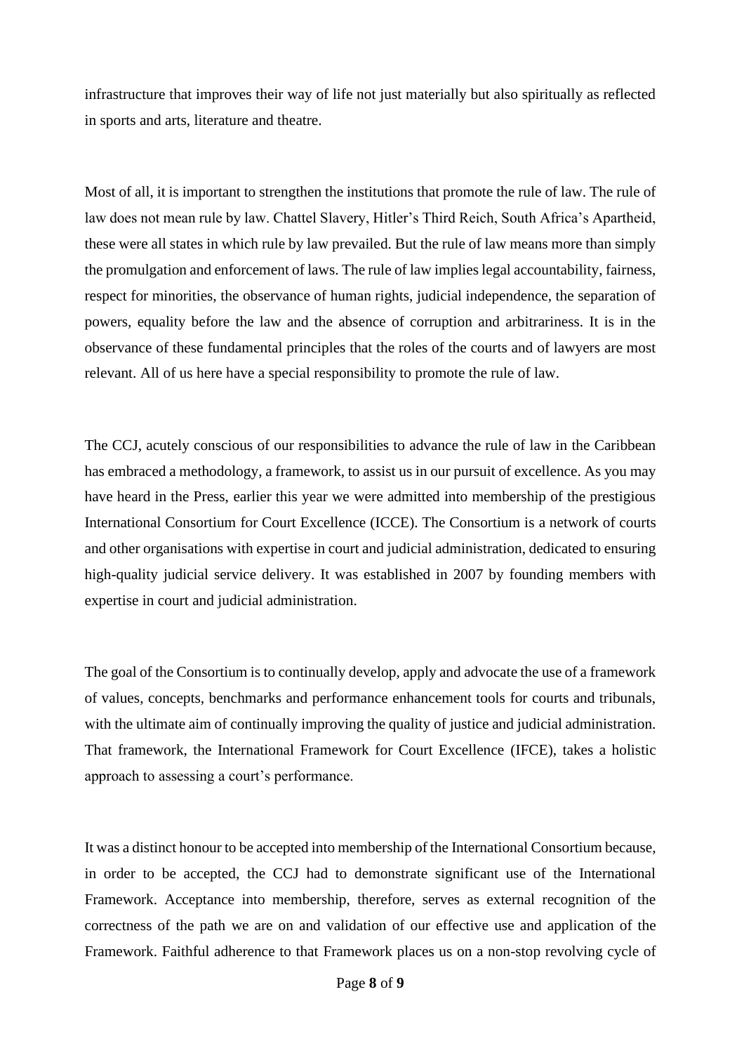infrastructure that improves their way of life not just materially but also spiritually as reflected in sports and arts, literature and theatre.

Most of all, it is important to strengthen the institutions that promote the rule of law. The rule of law does not mean rule by law. Chattel Slavery, Hitler's Third Reich, South Africa's Apartheid, these were all states in which rule by law prevailed. But the rule of law means more than simply the promulgation and enforcement of laws. The rule of law implies legal accountability, fairness, respect for minorities, the observance of human rights, judicial independence, the separation of powers, equality before the law and the absence of corruption and arbitrariness. It is in the observance of these fundamental principles that the roles of the courts and of lawyers are most relevant. All of us here have a special responsibility to promote the rule of law.

The CCJ, acutely conscious of our responsibilities to advance the rule of law in the Caribbean has embraced a methodology, a framework, to assist us in our pursuit of excellence. As you may have heard in the Press, earlier this year we were admitted into membership of the prestigious International Consortium for Court Excellence (ICCE). The Consortium is a network of courts and other organisations with expertise in court and judicial administration, dedicated to ensuring high-quality judicial service delivery. It was established in 2007 by founding members with expertise in court and judicial administration.

The goal of the Consortium is to continually develop, apply and advocate the use of a framework of values, concepts, benchmarks and performance enhancement tools for courts and tribunals, with the ultimate aim of continually improving the quality of justice and judicial administration. That framework, the International Framework for Court Excellence (IFCE), takes a holistic approach to assessing a court's performance.

It was a distinct honour to be accepted into membership of the International Consortium because, in order to be accepted, the CCJ had to demonstrate significant use of the International Framework. Acceptance into membership, therefore, serves as external recognition of the correctness of the path we are on and validation of our effective use and application of the Framework. Faithful adherence to that Framework places us on a non-stop revolving cycle of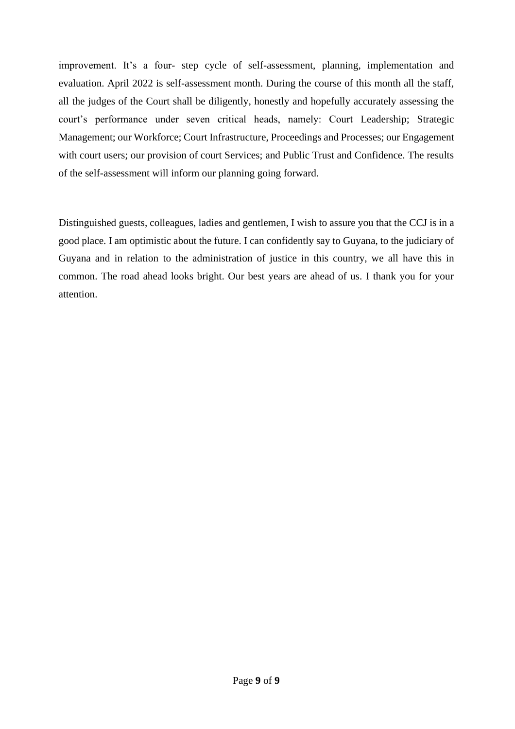improvement. It's a four- step cycle of self-assessment, planning, implementation and evaluation. April 2022 is self-assessment month. During the course of this month all the staff, all the judges of the Court shall be diligently, honestly and hopefully accurately assessing the court's performance under seven critical heads, namely: Court Leadership; Strategic Management; our Workforce; Court Infrastructure, Proceedings and Processes; our Engagement with court users; our provision of court Services; and Public Trust and Confidence. The results of the self-assessment will inform our planning going forward.

Distinguished guests, colleagues, ladies and gentlemen, I wish to assure you that the CCJ is in a good place. I am optimistic about the future. I can confidently say to Guyana, to the judiciary of Guyana and in relation to the administration of justice in this country, we all have this in common. The road ahead looks bright. Our best years are ahead of us. I thank you for your attention.